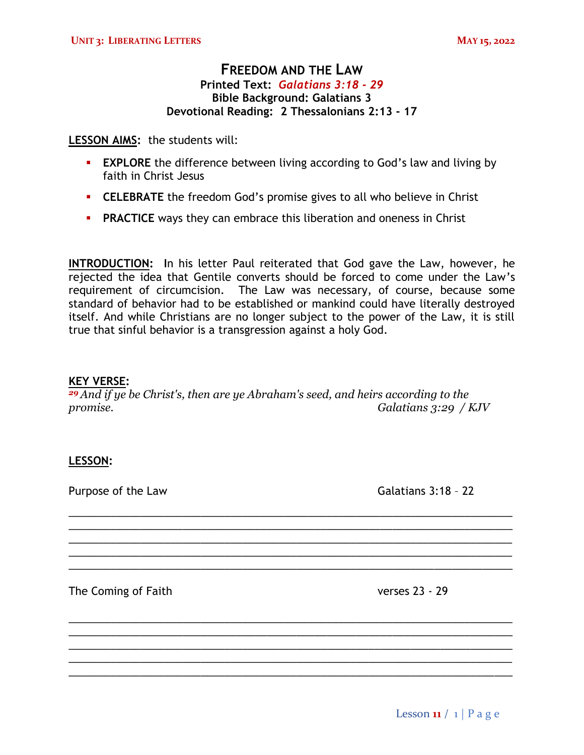# FREEDOM AND THE LAW

**Printed Text:** ***Galatians 3:18 - 29***
**Bible Background: Galatians 3**
**Devotional Reading: 2 Thessalonians 2:13 - 17**

**LESSON AIMS:** the students will:

- **EXPLORE** the difference between living according to God's law and living by faith in Christ Jesus
- **CELEBRATE** the freedom God's promise gives to all who believe in Christ
- **PRACTICE** ways they can embrace this liberation and oneness in Christ

**INTRODUCTION:** In his letter Paul reiterated that God gave the Law, however, he rejected the idea that Gentile converts should be forced to come under the Law's requirement of circumcision. The Law was necessary, of course, because some standard of behavior had to be established or mankind could have literally destroyed itself. And while Christians are no longer subject to the power of the Law, it is still true that sinful behavior is a transgression against a holy God.

**KEY VERSE:**

*29 And if ye be Christ's, then are ye Abraham's seed, and heirs according to the promise.* *Galatians 3:29 / KJV*

**LESSON:**

Purpose of the Law — Galatians 3:18 – 22

_______________________________________________________________
_______________________________________________________________
_______________________________________________________________
_______________________________________________________________
_______________________________________________________________

The Coming of Faith — verses 23 - 29

_______________________________________________________________
_______________________________________________________________
_______________________________________________________________
_______________________________________________________________
_______________________________________________________________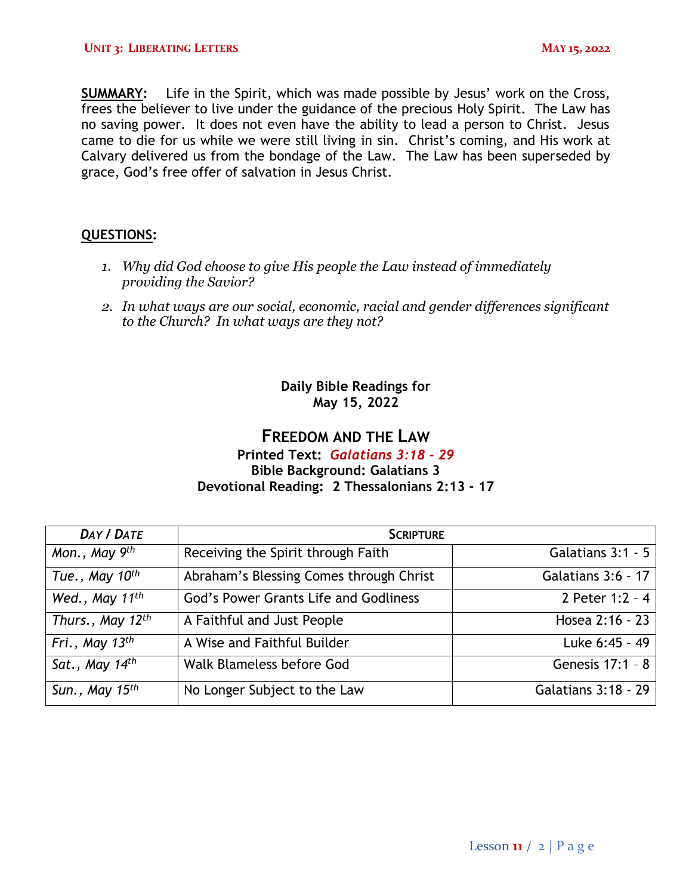**SUMMARY:** Life in the Spirit, which was made possible by Jesus' work on the Cross, frees the believer to live under the guidance of the precious Holy Spirit. The Law has no saving power. It does not even have the ability to lead a person to Christ. Jesus came to die for us while we were still living in sin. Christ's coming, and His work at Calvary delivered us from the bondage of the Law. The Law has been superseded by grace, God's free offer of salvation in Jesus Christ.

**QUESTIONS:**

1. *Why did God choose to give His people the Law instead of immediately providing the Savior?*
2. *In what ways are our social, economic, racial and gender differences significant to the Church? In what ways are they not?*

**Daily Bible Readings for May 15, 2022**

## FREEDOM AND THE LAW

**Printed Text:** ***Galatians 3:18 - 29***
**Bible Background: Galatians 3**
**Devotional Reading: 2 Thessalonians 2:13 - 17**

| *DAY / DATE* | SCRIPTURE | |
|---|---|---|
| *Mon., May 9th* | Receiving the Spirit through Faith | Galatians 3:1 - 5 |
| *Tue., May 10th* | Abraham's Blessing Comes through Christ | Galatians 3:6 – 17 |
| *Wed., May 11th* | God's Power Grants Life and Godliness | 2 Peter 1:2 – 4 |
| *Thurs., May 12th* | A Faithful and Just People | Hosea 2:16 - 23 |
| *Fri., May 13th* | A Wise and Faithful Builder | Luke 6:45 – 49 |
| *Sat., May 14th* | Walk Blameless before God | Genesis 17:1 – 8 |
| *Sun., May 15th* | No Longer Subject to the Law | Galatians 3:18 - 29 |